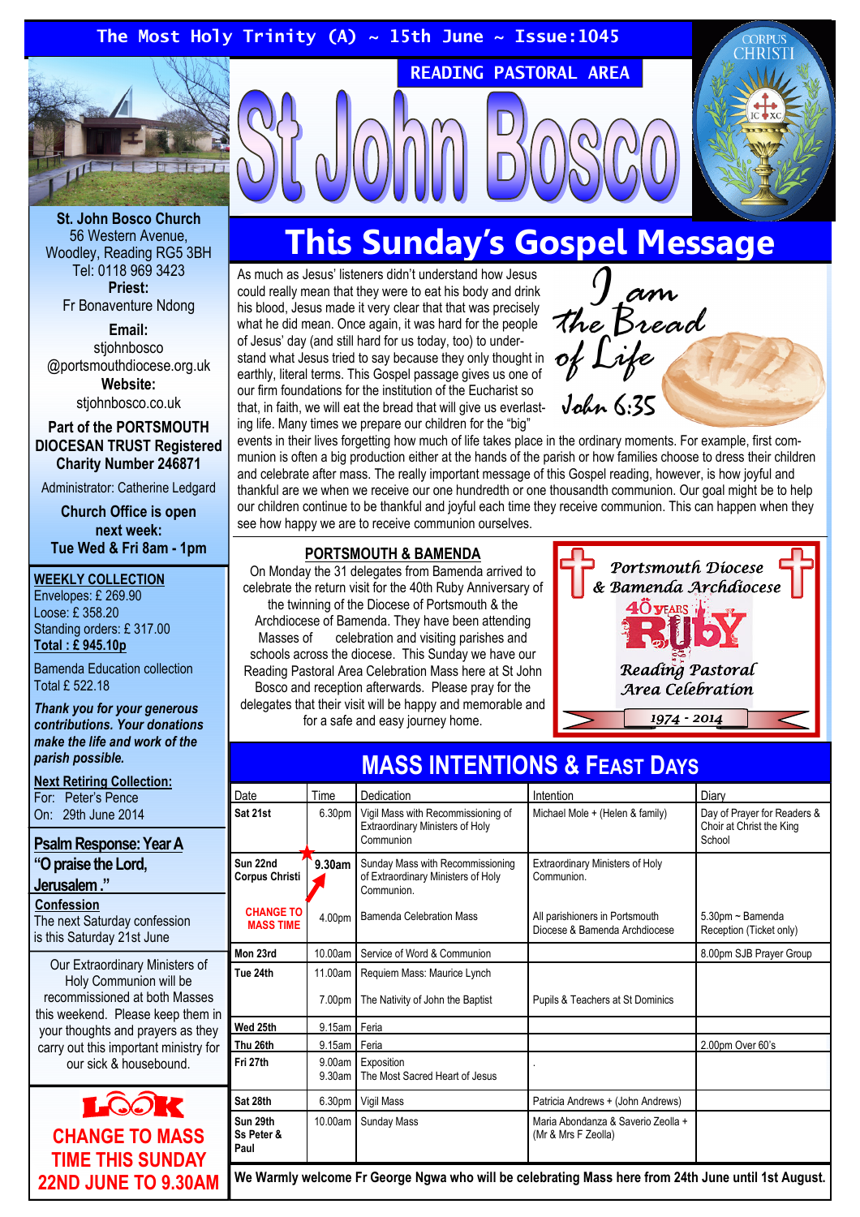The Most Holy Trinity (A) ~ 15th June ~ Issue:1045

READING PASTORAL AREA

# St John Bosco

CORPUS CHRISTI

**St. John Bosco Church**
56 Western Avenue,
Woodley, Reading RG5 3BH
Tel: 0118 969 3423
**Priest:**
Fr Bonaventure Ndong

**Email:**
stjohnbosco
@portsmouthdiocese.org.uk
**Website:**
stjohnbosco.co.uk

**Part of the PORTSMOUTH DIOCESAN TRUST Registered Charity Number 246871**

Administrator: Catherine Ledgard

**Church Office is open next week:**
**Tue Wed & Fri 8am - 1pm**

**WEEKLY COLLECTION**
Envelopes: £ 269.90
Loose: £ 358.20
Standing orders: £ 317.00
**Total : £ 945.10p**

Bamenda Education collection
Total £ 522.18

***Thank you for your generous contributions. Your donations make the life and work of the parish possible.***

**Next Retiring Collection:**
For: Peter's Pence
On: 29th June 2014

**Psalm Response: Year A**
**"O praise the Lord, Jerusalem."**

**Confession**
The next Saturday confession is this Saturday 21st June

Our Extraordinary Ministers of Holy Communion will be recommissioned at both Masses this weekend. Please keep them in your thoughts and prayers as they carry out this important ministry for our sick & housebound.

**LOOK**
**CHANGE TO MASS TIME THIS SUNDAY 22ND JUNE TO 9.30AM**

## This Sunday's Gospel Message

*I am the Bread of Life*
*John 6:35*

As much as Jesus' listeners didn't understand how Jesus could really mean that they were to eat his body and drink his blood, Jesus made it very clear that that was precisely what he did mean. Once again, it was hard for the people of Jesus' day (and still hard for us today, too) to understand what Jesus tried to say because they only thought in earthly, literal terms. This Gospel passage gives us one of our firm foundations for the institution of the Eucharist so that, in faith, we will eat the bread that will give us everlasting life. Many times we prepare our children for the "big" events in their lives forgetting how much of life takes place in the ordinary moments. For example, first communion is often a big production either at the hands of the parish or how families choose to dress their children and celebrate after mass. The really important message of this Gospel reading, however, is how joyful and thankful are we when we receive our one hundredth or one thousandth communion. Our goal might be to help our children continue to be thankful and joyful each time they receive communion. This can happen when they see how happy we are to receive communion ourselves.

### PORTSMOUTH & BAMENDA

On Monday the 31 delegates from Bamenda arrived to celebrate the return visit for the 40th Ruby Anniversary of the twinning of the Diocese of Portsmouth & the Archdiocese of Bamenda. They have been attending Masses of celebration and visiting parishes and schools across the diocese. This Sunday we have our Reading Pastoral Area Celebration Mass here at St John Bosco and reception afterwards. Please pray for the delegates that their visit will be happy and memorable and for a safe and easy journey home.

*Portsmouth Diocese & Bamenda Archdiocese*
40 YEARS RUBY
*Reading Pastoral Area Celebration*
*1974 - 2014*

## MASS INTENTIONS & FEAST DAYS

| Date | Time | Dedication | Intention | Diary |
|---|---|---|---|---|
| **Sat 21st** | 6.30pm | Vigil Mass with Recommissioning of Extraordinary Ministers of Holy Communion | Michael Mole + (Helen & family) | Day of Prayer for Readers & Choir at Christ the King School |
| **Sun 22nd Corpus Christi** | **9.30am** | Sunday Mass with Recommissioning of Extraordinary Ministers of Holy Communion. | Extraordinary Ministers of Holy Communion. | |
| **CHANGE TO MASS TIME** | 4.00pm | Bamenda Celebration Mass | All parishioners in Portsmouth Diocese & Bamenda Archdiocese | 5.30pm ~ Bamenda Reception (Ticket only) |
| **Mon 23rd** | 10.00am | Service of Word & Communion | | 8.00pm SJB Prayer Group |
| **Tue 24th** | 11.00am | Requiem Mass: Maurice Lynch | | |
| | 7.00pm | The Nativity of John the Baptist | Pupils & Teachers at St Dominics | |
| **Wed 25th** | 9.15am | Feria | | |
| **Thu 26th** | 9.15am | Feria | | 2.00pm Over 60's |
| **Fri 27th** | 9.00am | Exposition | . | |
| | 9.30am | The Most Sacred Heart of Jesus | | |
| **Sat 28th** | 6.30pm | Vigil Mass | Patricia Andrews + (John Andrews) | |
| **Sun 29th Ss Peter & Paul** | 10.00am | Sunday Mass | Maria Abondanza & Saverio Zeolla + (Mr & Mrs F Zeolla) | |

**We Warmly welcome Fr George Ngwa who will be celebrating Mass here from 24th June until 1st August.**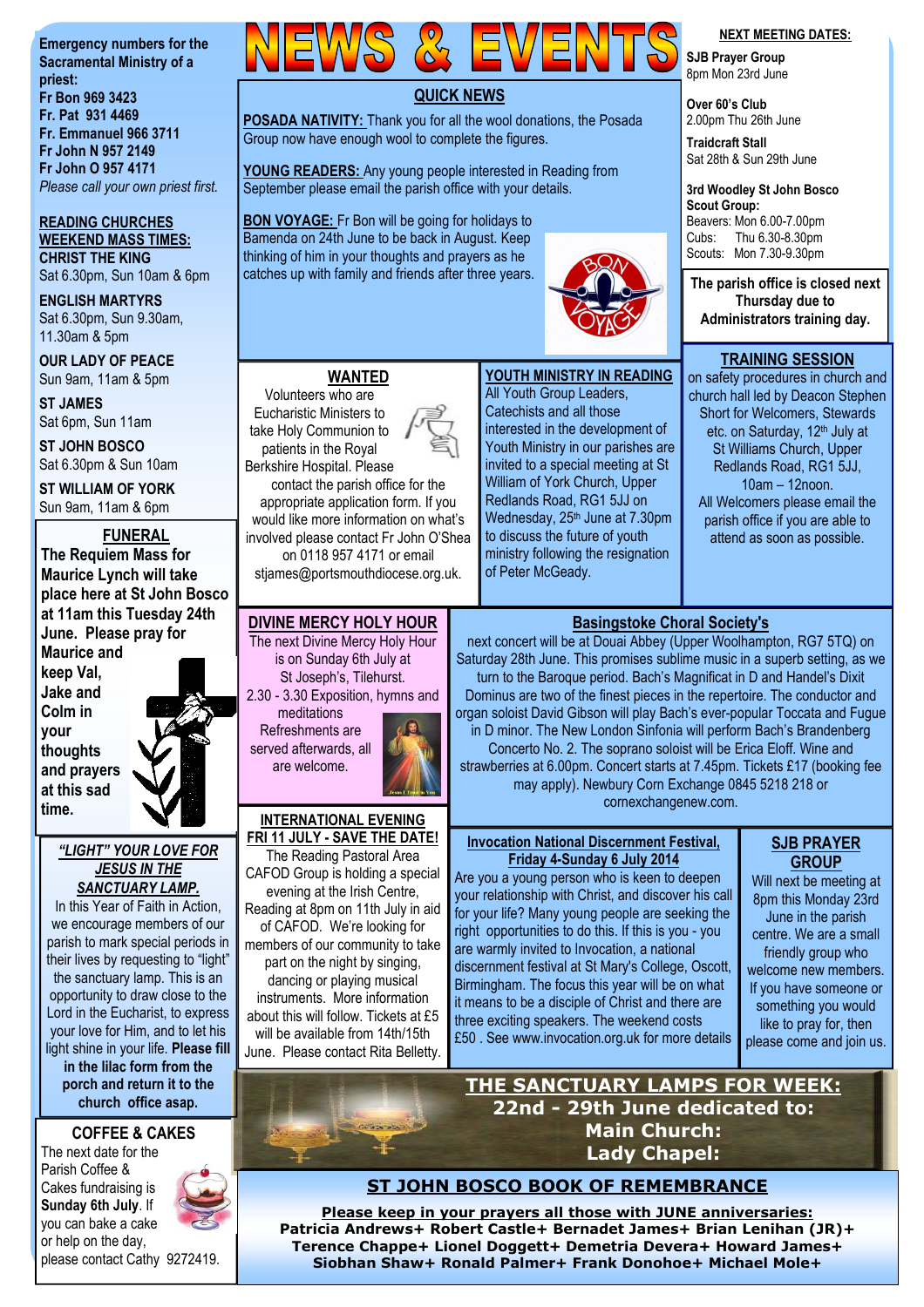**Emergency numbers for the Sacramental Ministry of a priest:**
**Fr Bon 969 3423**
**Fr. Pat 931 4469**
**Fr. Emmanuel 966 3711**
**Fr John N 957 2149**
**Fr John O 957 4171**
*Please call your own priest first.*

**READING CHURCHES WEEKEND MASS TIMES:**

**CHRIST THE KING**
Sat 6.30pm, Sun 10am & 6pm

**ENGLISH MARTYRS**
Sat 6.30pm, Sun 9.30am, 11.30am & 5pm

**OUR LADY OF PEACE**
Sun 9am, 11am & 5pm

**ST JAMES**
Sat 6pm, Sun 11am

**ST JOHN BOSCO**
Sat 6.30pm & Sun 10am

**ST WILLIAM OF YORK**
Sun 9am, 11am & 6pm

## FUNERAL

**The Requiem Mass for Maurice Lynch will take place here at St John Bosco at 11am this Tuesday 24th June. Please pray for Maurice and keep Val, Jake and Colm in your thoughts and prayers at this sad time.**

## *"LIGHT" YOUR LOVE FOR JESUS IN THE SANCTUARY LAMP.*

In this Year of Faith in Action, we encourage members of our parish to mark special periods in their lives by requesting to "light" the sanctuary lamp. This is an opportunity to draw close to the Lord in the Eucharist, to express your love for Him, and to let his light shine in your life. **Please fill in the lilac form from the porch and return it to the church office asap.**

## COFFEE & CAKES

The next date for the Parish Coffee & Cakes fundraising is **Sunday 6th July**. If you can bake a cake or help on the day, please contact Cathy 9272419.

# NEWS & EVENTS

## QUICK NEWS

**POSADA NATIVITY:** Thank you for all the wool donations, the Posada Group now have enough wool to complete the figures.

**YOUNG READERS:** Any young people interested in Reading from September please email the parish office with your details.

**BON VOYAGE:** Fr Bon will be going for holidays to Bamenda on 24th June to be back in August. Keep thinking of him in your thoughts and prayers as he catches up with family and friends after three years.

## WANTED

Volunteers who are Eucharistic Ministers to take Holy Communion to patients in the Royal Berkshire Hospital. Please contact the parish office for the appropriate application form. If you would like more information on what's involved please contact Fr John O'Shea on 0118 957 4171 or email stjames@portsmouthdiocese.org.uk.

## YOUTH MINISTRY IN READING

All Youth Group Leaders, Catechists and all those interested in the development of Youth Ministry in our parishes are invited to a special meeting at St William of York Church, Upper Redlands Road, RG1 5JJ on Wednesday, 25th June at 7.30pm to discuss the future of youth ministry following the resignation of Peter McGeady.

## NEXT MEETING DATES:

**SJB Prayer Group**
8pm Mon 23rd June

**Over 60's Club**
2.00pm Thu 26th June

**Traidcraft Stall**
Sat 28th & Sun 29th June

**3rd Woodley St John Bosco Scout Group:**
Beavers: Mon 6.00-7.00pm
Cubs: Thu 6.30-8.30pm
Scouts: Mon 7.30-9.30pm

**The parish office is closed next Thursday due to Administrators training day.**

## TRAINING SESSION

on safety procedures in church and church hall led by Deacon Stephen Short for Welcomers, Stewards etc. on Saturday, 12th July at St Williams Church, Upper Redlands Road, RG1 5JJ, 10am – 12noon.
All Welcomers please email the parish office if you are able to attend as soon as possible.

## DIVINE MERCY HOLY HOUR

The next Divine Mercy Holy Hour is on Sunday 6th July at St Joseph's, Tilehurst.
2.30 - 3.30 Exposition, hymns and meditations
Refreshments are served afterwards, all are welcome.

## Basingstoke Choral Society's

next concert will be at Douai Abbey (Upper Woolhampton, RG7 5TQ) on Saturday 28th June. This promises sublime music in a superb setting, as we turn to the Baroque period. Bach's Magnificat in D and Handel's Dixit Dominus are two of the finest pieces in the repertoire. The conductor and organ soloist David Gibson will play Bach's ever-popular Toccata and Fugue in D minor. The New London Sinfonia will perform Bach's Brandenberg Concerto No. 2. The soprano soloist will be Erica Eloff. Wine and strawberries at 6.00pm. Concert starts at 7.45pm. Tickets £17 (booking fee may apply). Newbury Corn Exchange 0845 5218 218 or cornexchangenew.com.

## INTERNATIONAL EVENING FRI 11 JULY - SAVE THE DATE!

The Reading Pastoral Area CAFOD Group is holding a special evening at the Irish Centre, Reading at 8pm on 11th July in aid of CAFOD. We're looking for members of our community to take part on the night by singing, dancing or playing musical instruments. More information about this will follow. Tickets at £5 will be available from 14th/15th June. Please contact Rita Belletty.

## Invocation National Discernment Festival, Friday 4-Sunday 6 July 2014

Are you a young person who is keen to deepen your relationship with Christ, and discover his call for your life? Many young people are seeking the right opportunities to do this. If this is you - you are warmly invited to Invocation, a national discernment festival at St Mary's College, Oscott, Birmingham. The focus this year will be on what it means to be a disciple of Christ and there are three exciting speakers. The weekend costs £50 . See www.invocation.org.uk for more details

## SJB PRAYER GROUP

Will next be meeting at 8pm this Monday 23rd June in the parish centre. We are a small friendly group who welcome new members. If you have someone or something you would like to pray for, then please come and join us.

## THE SANCTUARY LAMPS FOR WEEK:
**22nd - 29th June dedicated to:**
**Main Church:**
**Lady Chapel:**

## ST JOHN BOSCO BOOK OF REMEMBRANCE

**Please keep in your prayers all those with JUNE anniversaries:**
**Patricia Andrews+ Robert Castle+ Bernadet James+ Brian Lenihan (JR)+ Terence Chappe+ Lionel Doggett+ Demetria Devera+ Howard James+ Siobhan Shaw+ Ronald Palmer+ Frank Donohoe+ Michael Mole+**